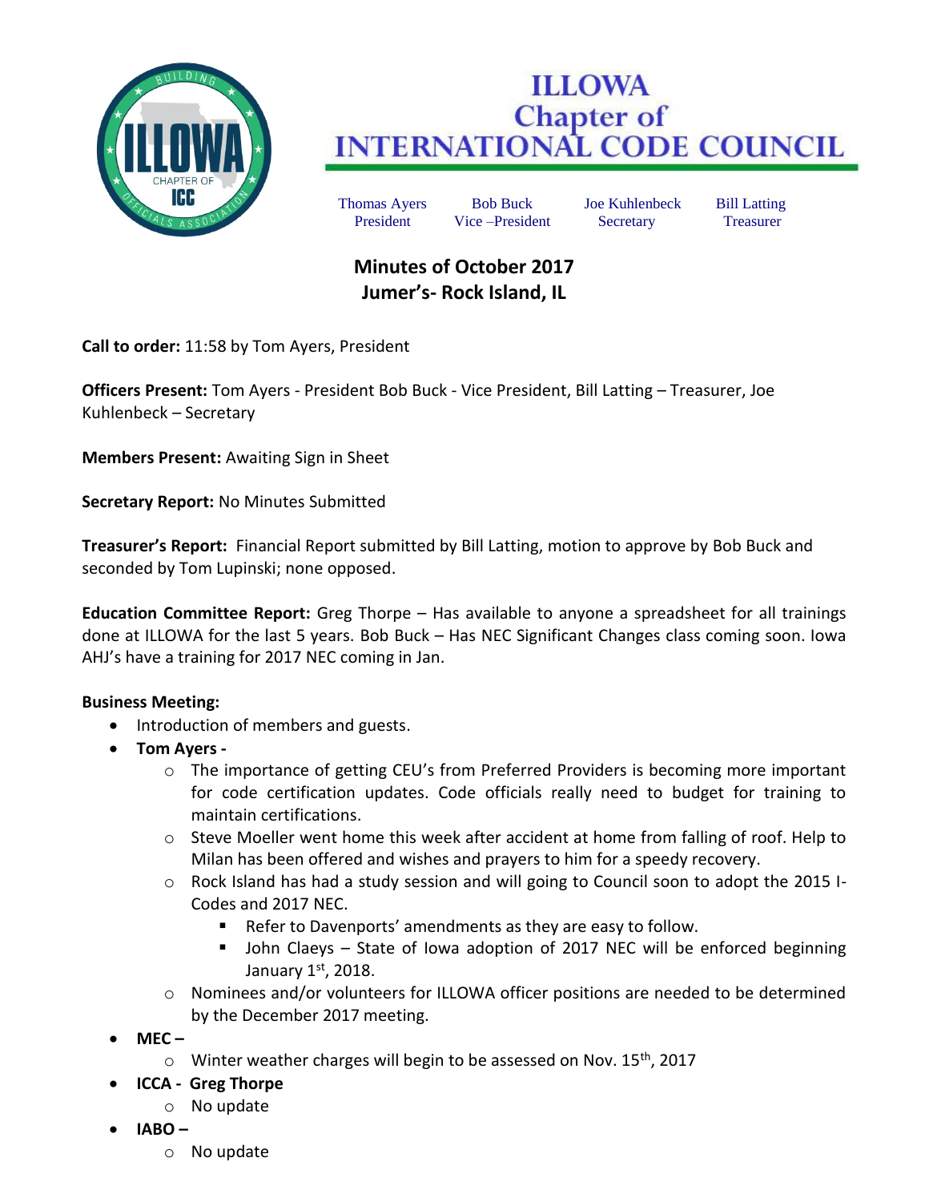# ILLOWA Chapter of INTERNATIONAL CODE COUNCIL

| Thomas Ayers | Bob Buck | Joe Kuhlenbeck | Bill Latting |
|---|---|---|---|
| President | Vice –President | Secretary | Treasurer |

## Minutes of October 2017
## Jumer's- Rock Island, IL

**Call to order:** 11:58 by Tom Ayers, President

**Officers Present:** Tom Ayers - President Bob Buck - Vice President, Bill Latting – Treasurer, Joe Kuhlenbeck – Secretary

**Members Present:** Awaiting Sign in Sheet

**Secretary Report:** No Minutes Submitted

**Treasurer's Report:** Financial Report submitted by Bill Latting, motion to approve by Bob Buck and seconded by Tom Lupinski; none opposed.

**Education Committee Report:** Greg Thorpe – Has available to anyone a spreadsheet for all trainings done at ILLOWA for the last 5 years. Bob Buck – Has NEC Significant Changes class coming soon. Iowa AHJ's have a training for 2017 NEC coming in Jan.

**Business Meeting:**

- Introduction of members and guests.
- **Tom Ayers -**
  - The importance of getting CEU's from Preferred Providers is becoming more important for code certification updates. Code officials really need to budget for training to maintain certifications.
  - Steve Moeller went home this week after accident at home from falling of roof. Help to Milan has been offered and wishes and prayers to him for a speedy recovery.
  - Rock Island has had a study session and will going to Council soon to adopt the 2015 I-Codes and 2017 NEC.
    - Refer to Davenports' amendments as they are easy to follow.
    - John Claeys – State of Iowa adoption of 2017 NEC will be enforced beginning January 1st, 2018.
  - Nominees and/or volunteers for ILLOWA officer positions are needed to be determined by the December 2017 meeting.
- **MEC –**
  - Winter weather charges will begin to be assessed on Nov. 15th, 2017
- **ICCA - Greg Thorpe**
  - No update
- **IABO –**
  - No update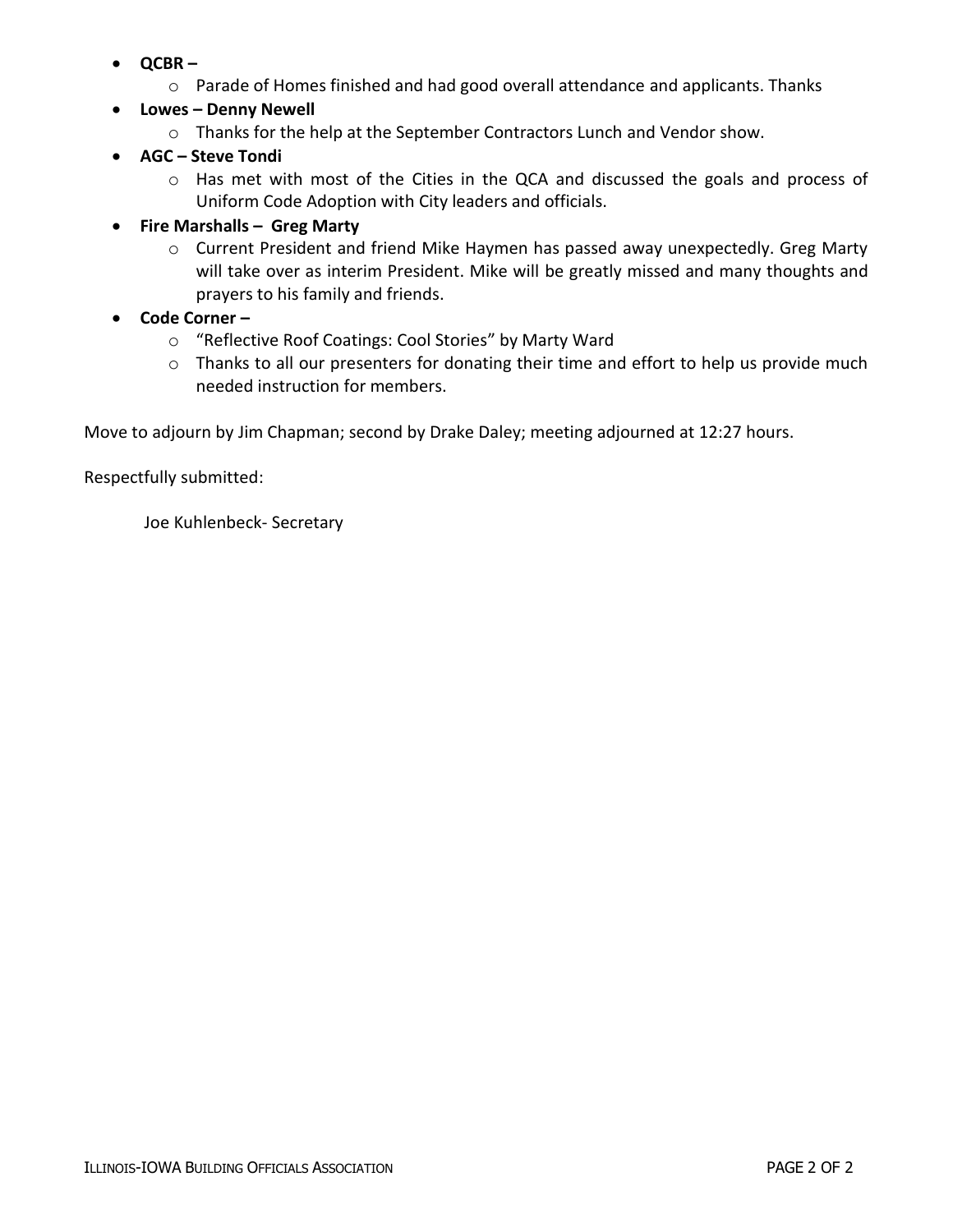- **QCBR –**
  - Parade of Homes finished and had good overall attendance and applicants. Thanks
- **Lowes – Denny Newell**
  - Thanks for the help at the September Contractors Lunch and Vendor show.
- **AGC – Steve Tondi**
  - Has met with most of the Cities in the QCA and discussed the goals and process of Uniform Code Adoption with City leaders and officials.
- **Fire Marshalls – Greg Marty**
  - Current President and friend Mike Haymen has passed away unexpectedly. Greg Marty will take over as interim President. Mike will be greatly missed and many thoughts and prayers to his family and friends.
- **Code Corner –**
  - "Reflective Roof Coatings: Cool Stories" by Marty Ward
  - Thanks to all our presenters for donating their time and effort to help us provide much needed instruction for members.

Move to adjourn by Jim Chapman; second by Drake Daley; meeting adjourned at 12:27 hours.

Respectfully submitted:

Joe Kuhlenbeck- Secretary